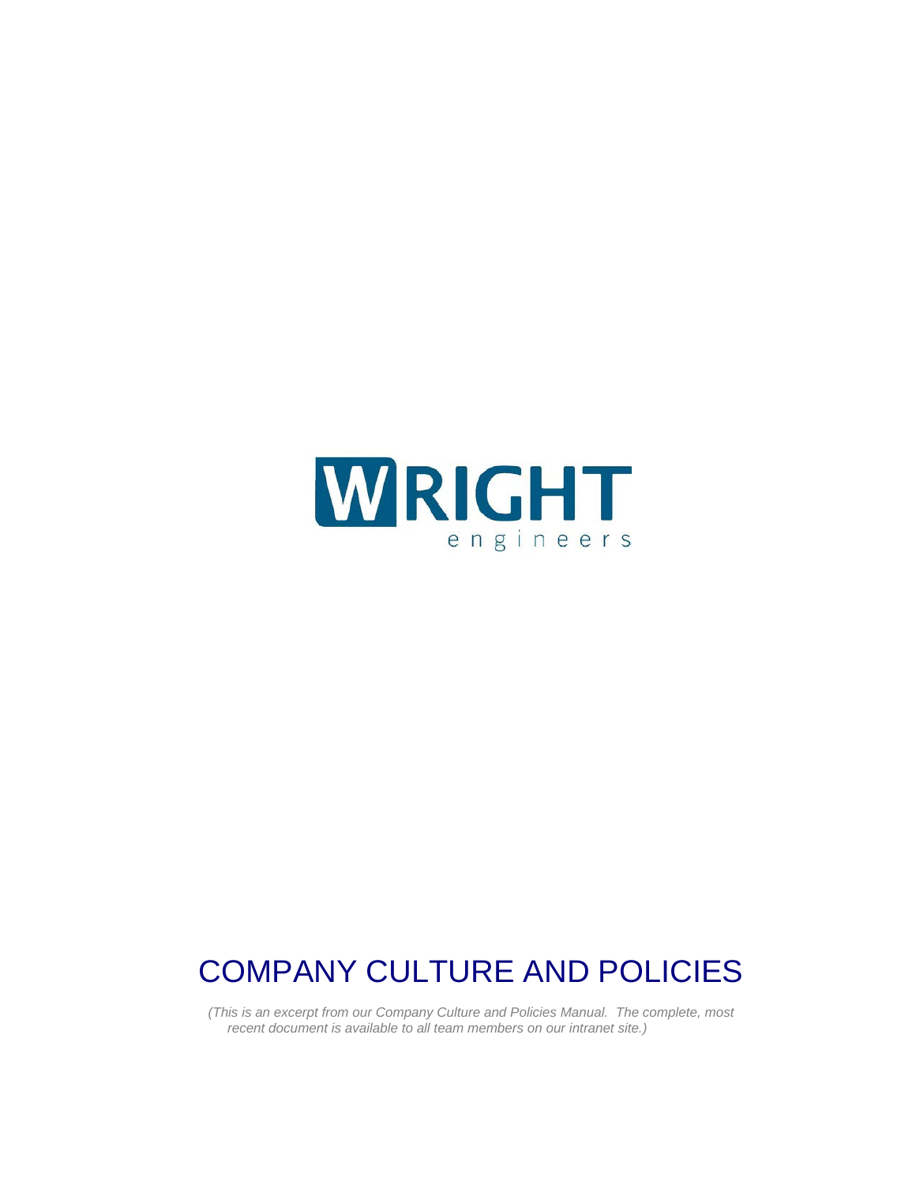# WRIGHT engineers

# COMPANY CULTURE AND POLICIES

*(This is an excerpt from our Company Culture and Policies Manual. The complete, most recent document is available to all team members on our intranet site.)*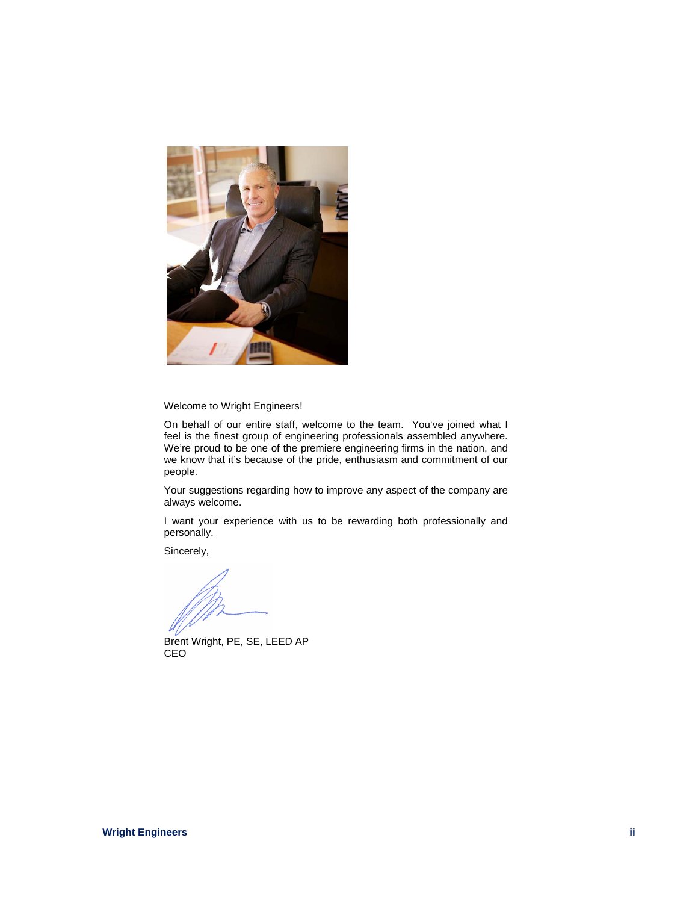Welcome to Wright Engineers!

On behalf of our entire staff, welcome to the team. You've joined what I feel is the finest group of engineering professionals assembled anywhere. We're proud to be one of the premiere engineering firms in the nation, and we know that it's because of the pride, enthusiasm and commitment of our people.

Your suggestions regarding how to improve any aspect of the company are always welcome.

I want your experience with us to be rewarding both professionally and personally.

Sincerely,

Brent Wright, PE, SE, LEED AP
CEO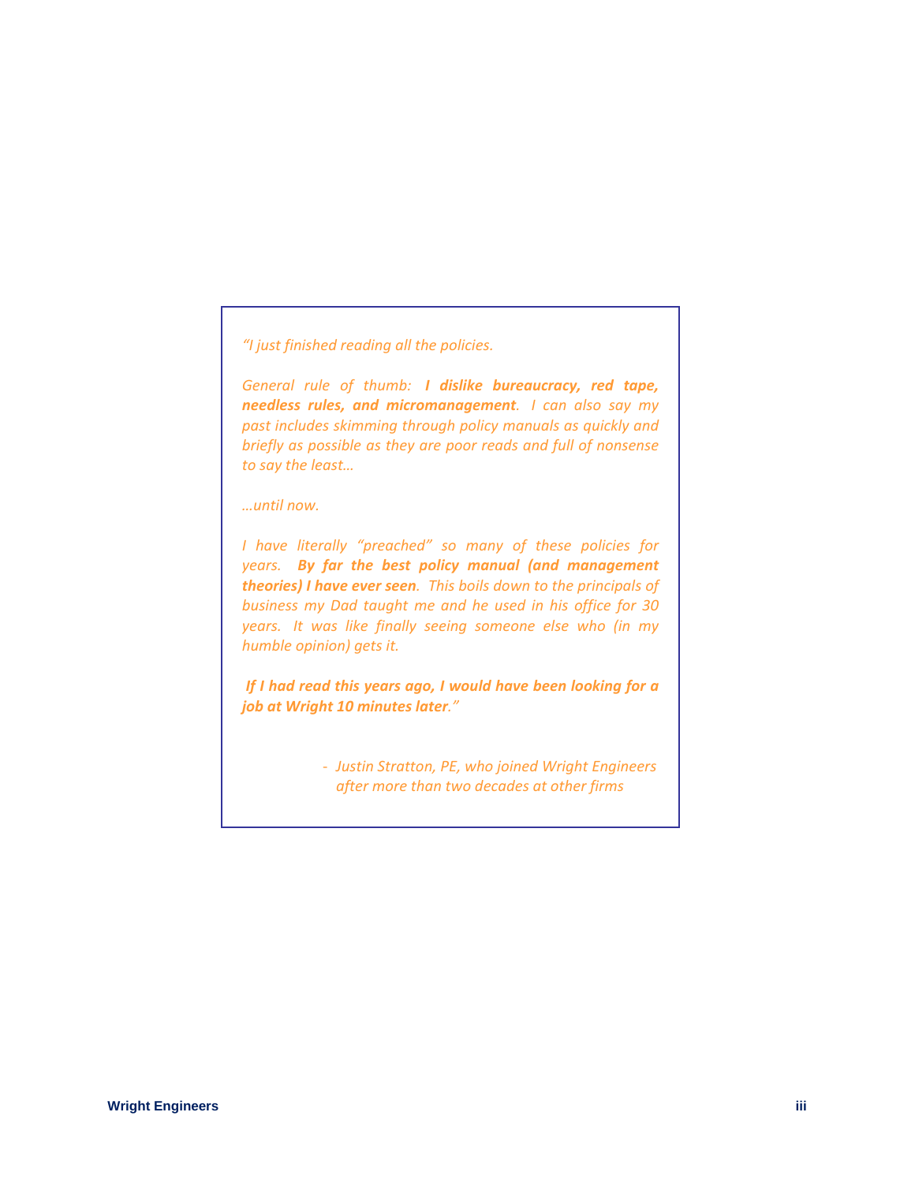*"I just finished reading all the policies.*

*General rule of thumb:* ***I dislike bureaucracy, red tape, needless rules, and micromanagement****. I can also say my past includes skimming through policy manuals as quickly and briefly as possible as they are poor reads and full of nonsense to say the least…*

*…until now.*

*I have literally "preached" so many of these policies for years.* ***By far the best policy manual (and management theories) I have ever seen****. This boils down to the principals of business my Dad taught me and he used in his office for 30 years. It was like finally seeing someone else who (in my humble opinion) gets it.*

***If I had read this years ago, I would have been looking for a job at Wright 10 minutes later****."*

- *Justin Stratton, PE, who joined Wright Engineers after more than two decades at other firms*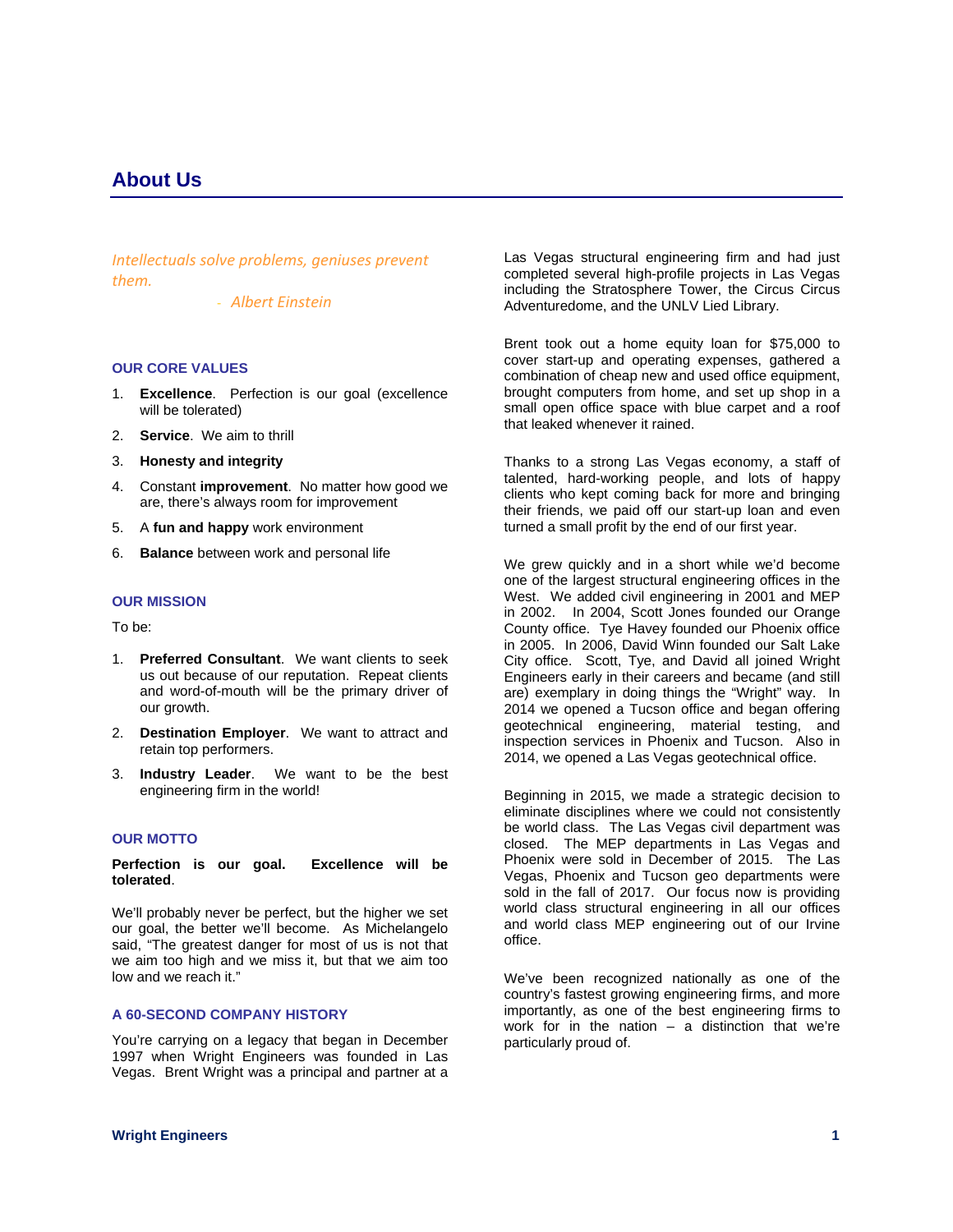# About Us

*Intellectuals solve problems, geniuses prevent them.*

*- Albert Einstein*

### OUR CORE VALUES

1. **Excellence**. Perfection is our goal (excellence will be tolerated)
2. **Service**. We aim to thrill
3. **Honesty and integrity**
4. Constant **improvement**. No matter how good we are, there's always room for improvement
5. A **fun and happy** work environment
6. **Balance** between work and personal life

### OUR MISSION

To be:

1. **Preferred Consultant**. We want clients to seek us out because of our reputation. Repeat clients and word-of-mouth will be the primary driver of our growth.
2. **Destination Employer**. We want to attract and retain top performers.
3. **Industry Leader**. We want to be the best engineering firm in the world!

### OUR MOTTO

**Perfection is our goal. Excellence will be tolerated**.

We'll probably never be perfect, but the higher we set our goal, the better we'll become. As Michelangelo said, "The greatest danger for most of us is not that we aim too high and we miss it, but that we aim too low and we reach it."

### A 60-SECOND COMPANY HISTORY

You're carrying on a legacy that began in December 1997 when Wright Engineers was founded in Las Vegas. Brent Wright was a principal and partner at a Las Vegas structural engineering firm and had just completed several high-profile projects in Las Vegas including the Stratosphere Tower, the Circus Circus Adventuredome, and the UNLV Lied Library.

Brent took out a home equity loan for $75,000 to cover start-up and operating expenses, gathered a combination of cheap new and used office equipment, brought computers from home, and set up shop in a small open office space with blue carpet and a roof that leaked whenever it rained.

Thanks to a strong Las Vegas economy, a staff of talented, hard-working people, and lots of happy clients who kept coming back for more and bringing their friends, we paid off our start-up loan and even turned a small profit by the end of our first year.

We grew quickly and in a short while we'd become one of the largest structural engineering offices in the West. We added civil engineering in 2001 and MEP in 2002. In 2004, Scott Jones founded our Orange County office. Tye Havey founded our Phoenix office in 2005. In 2006, David Winn founded our Salt Lake City office. Scott, Tye, and David all joined Wright Engineers early in their careers and became (and still are) exemplary in doing things the "Wright" way. In 2014 we opened a Tucson office and began offering geotechnical engineering, material testing, and inspection services in Phoenix and Tucson. Also in 2014, we opened a Las Vegas geotechnical office.

Beginning in 2015, we made a strategic decision to eliminate disciplines where we could not consistently be world class. The Las Vegas civil department was closed. The MEP departments in Las Vegas and Phoenix were sold in December of 2015. The Las Vegas, Phoenix and Tucson geo departments were sold in the fall of 2017. Our focus now is providing world class structural engineering in all our offices and world class MEP engineering out of our Irvine office.

We've been recognized nationally as one of the country's fastest growing engineering firms, and more importantly, as one of the best engineering firms to work for in the nation – a distinction that we're particularly proud of.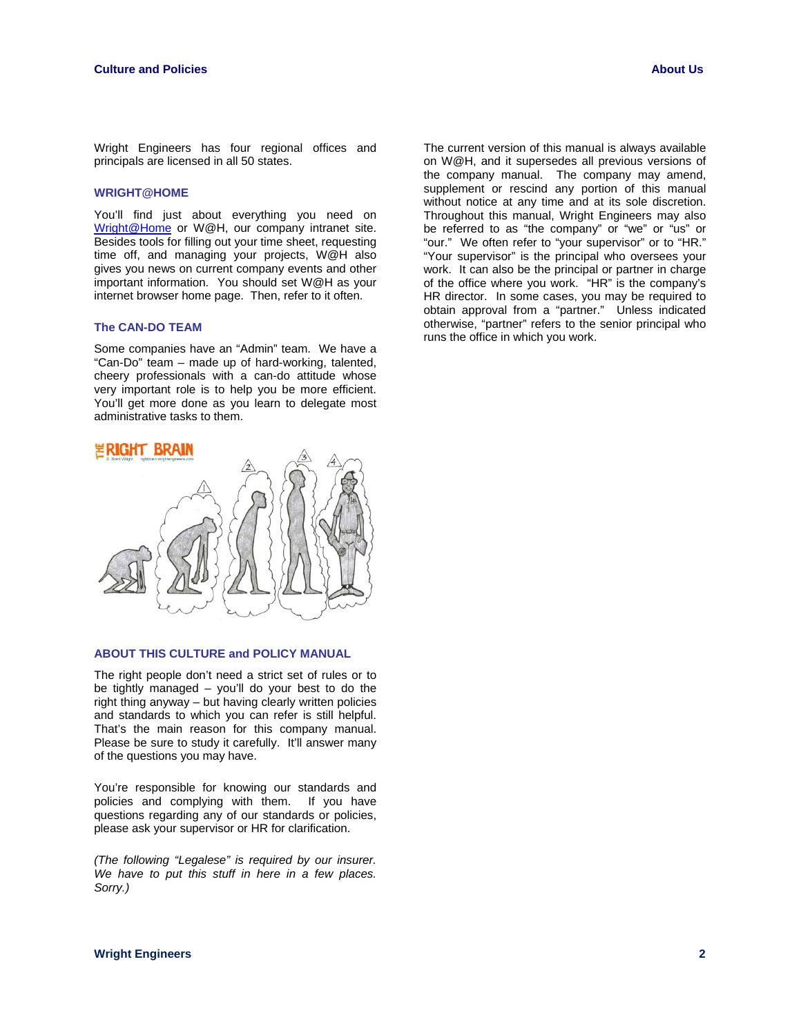Wright Engineers has four regional offices and principals are licensed in all 50 states.

### WRIGHT@HOME

You'll find just about everything you need on Wright@Home or W@H, our company intranet site. Besides tools for filling out your time sheet, requesting time off, and managing your projects, W@H also gives you news on current company events and other important information. You should set W@H as your internet browser home page. Then, refer to it often.

### The CAN-DO TEAM

Some companies have an "Admin" team. We have a "Can-Do" team – made up of hard-working, talented, cheery professionals with a can-do attitude whose very important role is to help you be more efficient. You'll get more done as you learn to delegate most administrative tasks to them.

### ABOUT THIS CULTURE and POLICY MANUAL

The right people don't need a strict set of rules or to be tightly managed – you'll do your best to do the right thing anyway – but having clearly written policies and standards to which you can refer is still helpful. That's the main reason for this company manual. Please be sure to study it carefully. It'll answer many of the questions you may have.

You're responsible for knowing our standards and policies and complying with them. If you have questions regarding any of our standards or policies, please ask your supervisor or HR for clarification.

*(The following "Legalese" is required by our insurer. We have to put this stuff in here in a few places. Sorry.)*

The current version of this manual is always available on W@H, and it supersedes all previous versions of the company manual. The company may amend, supplement or rescind any portion of this manual without notice at any time and at its sole discretion. Throughout this manual, Wright Engineers may also be referred to as "the company" or "we" or "us" or "our." We often refer to "your supervisor" or to "HR." "Your supervisor" is the principal who oversees your work. It can also be the principal or partner in charge of the office where you work. "HR" is the company's HR director. In some cases, you may be required to obtain approval from a "partner." Unless indicated otherwise, "partner" refers to the senior principal who runs the office in which you work.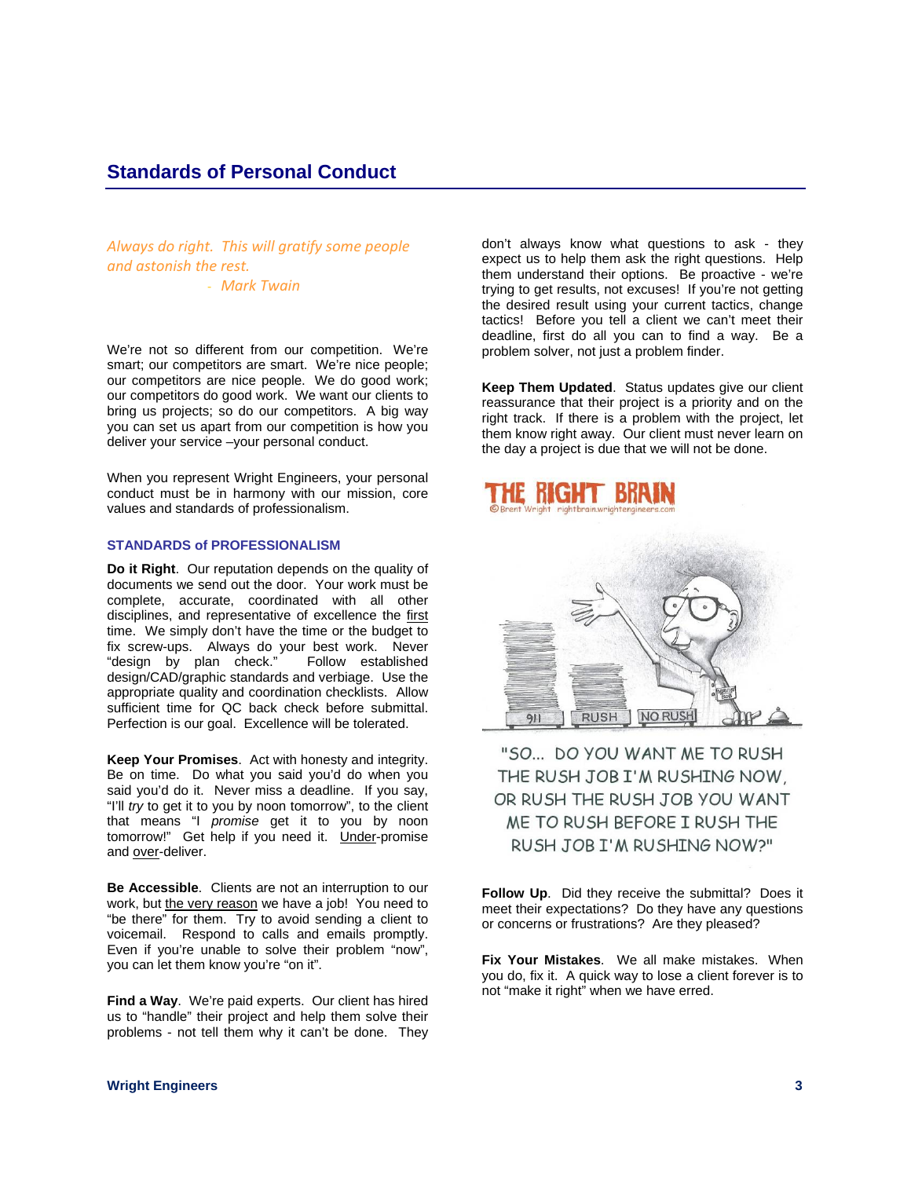## Standards of Personal Conduct

*Always do right. This will gratify some people and astonish the rest.*
*- Mark Twain*

We're not so different from our competition. We're smart; our competitors are smart. We're nice people; our competitors are nice people. We do good work; our competitors do good work. We want our clients to bring us projects; so do our competitors. A big way you can set us apart from our competition is how you deliver your service –your personal conduct.

When you represent Wright Engineers, your personal conduct must be in harmony with our mission, core values and standards of professionalism.

### STANDARDS of PROFESSIONALISM

**Do it Right**. Our reputation depends on the quality of documents we send out the door. Your work must be complete, accurate, coordinated with all other disciplines, and representative of excellence the first time. We simply don't have the time or the budget to fix screw-ups. Always do your best work. Never "design by plan check." Follow established design/CAD/graphic standards and verbiage. Use the appropriate quality and coordination checklists. Allow sufficient time for QC back check before submittal. Perfection is our goal. Excellence will be tolerated.

**Keep Your Promises**. Act with honesty and integrity. Be on time. Do what you said you'd do when you said you'd do it. Never miss a deadline. If you say, "I'll *try* to get it to you by noon tomorrow", to the client that means "I *promise* get it to you by noon tomorrow!" Get help if you need it. Under-promise and over-deliver.

**Be Accessible**. Clients are not an interruption to our work, but the very reason we have a job! You need to "be there" for them. Try to avoid sending a client to voicemail. Respond to calls and emails promptly. Even if you're unable to solve their problem "now", you can let them know you're "on it".

**Find a Way**. We're paid experts. Our client has hired us to "handle" their project and help them solve their problems - not tell them why it can't be done. They don't always know what questions to ask - they expect us to help them ask the right questions. Help them understand their options. Be proactive - we're trying to get results, not excuses! If you're not getting the desired result using your current tactics, change tactics! Before you tell a client we can't meet their deadline, first do all you can to find a way. Be a problem solver, not just a problem finder.

**Keep Them Updated**. Status updates give our client reassurance that their project is a priority and on the right track. If there is a problem with the project, let them know right away. Our client must never learn on the day a project is due that we will not be done.

THE RIGHT BRAIN
©Brent Wright rightbrain.wrightengineers.com

"SO... DO YOU WANT ME TO RUSH THE RUSH JOB I'M RUSHING NOW, OR RUSH THE RUSH JOB YOU WANT ME TO RUSH BEFORE I RUSH THE RUSH JOB I'M RUSHING NOW?"

**Follow Up**. Did they receive the submittal? Does it meet their expectations? Do they have any questions or concerns or frustrations? Are they pleased?

**Fix Your Mistakes**. We all make mistakes. When you do, fix it. A quick way to lose a client forever is to not "make it right" when we have erred.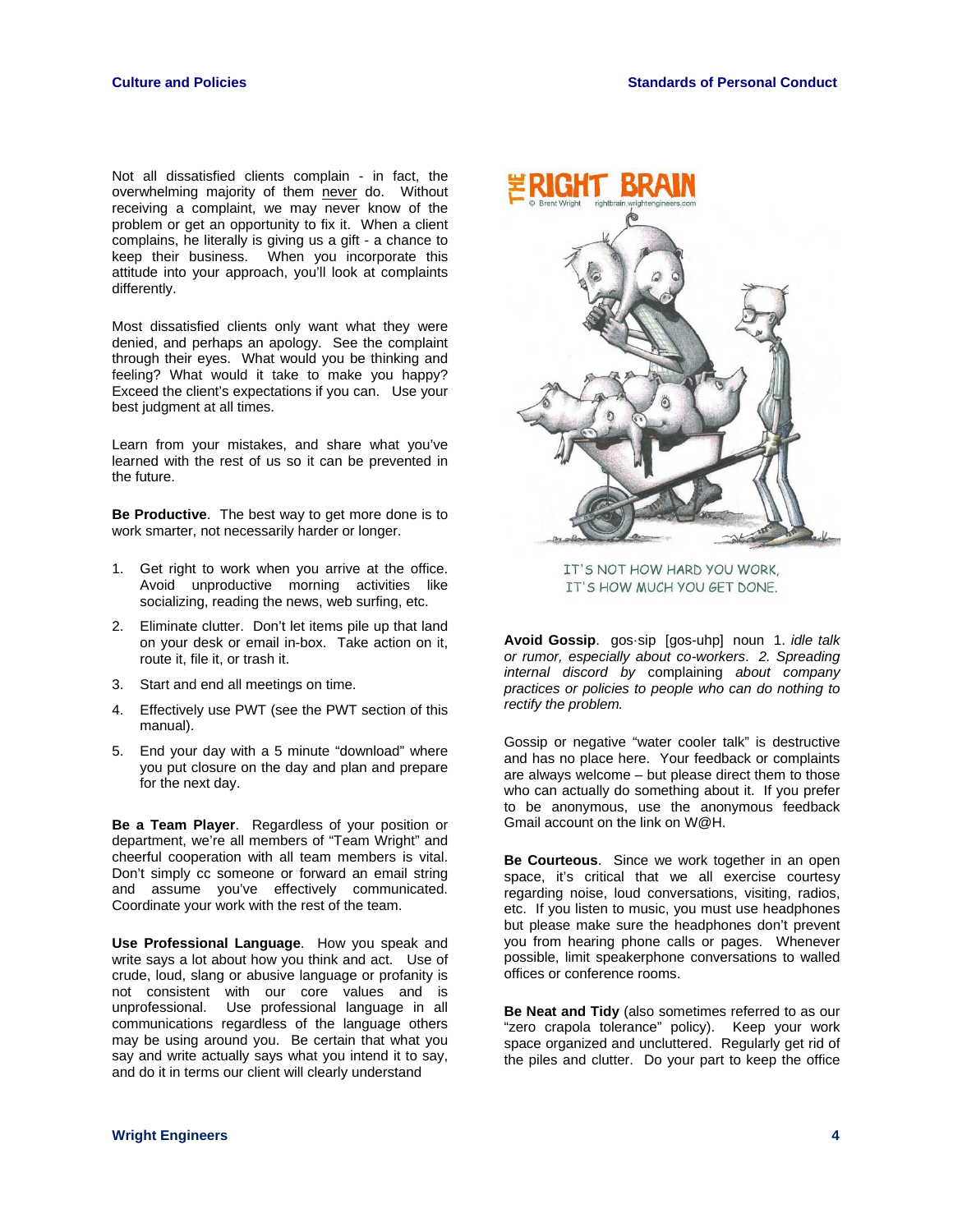Not all dissatisfied clients complain - in fact, the overwhelming majority of them never do. Without receiving a complaint, we may never know of the problem or get an opportunity to fix it. When a client complains, he literally is giving us a gift - a chance to keep their business. When you incorporate this attitude into your approach, you'll look at complaints differently.

Most dissatisfied clients only want what they were denied, and perhaps an apology. See the complaint through their eyes. What would you be thinking and feeling? What would it take to make you happy? Exceed the client's expectations if you can. Use your best judgment at all times.

Learn from your mistakes, and share what you've learned with the rest of us so it can be prevented in the future.

**Be Productive**. The best way to get more done is to work smarter, not necessarily harder or longer.

1. Get right to work when you arrive at the office. Avoid unproductive morning activities like socializing, reading the news, web surfing, etc.
2. Eliminate clutter. Don't let items pile up that land on your desk or email in-box. Take action on it, route it, file it, or trash it.
3. Start and end all meetings on time.
4. Effectively use PWT (see the PWT section of this manual).
5. End your day with a 5 minute "download" where you put closure on the day and plan and prepare for the next day.

**Be a Team Player**. Regardless of your position or department, we're all members of "Team Wright" and cheerful cooperation with all team members is vital. Don't simply cc someone or forward an email string and assume you've effectively communicated. Coordinate your work with the rest of the team.

**Use Professional Language**. How you speak and write says a lot about how you think and act. Use of crude, loud, slang or abusive language or profanity is not consistent with our core values and is unprofessional. Use professional language in all communications regardless of the language others may be using around you. Be certain that what you say and write actually says what you intend it to say, and do it in terms our client will clearly understand

THE RIGHT BRAIN © Brent Wright rightbrain.wrightengineers.com

IT'S NOT HOW HARD YOU WORK, IT'S HOW MUCH YOU GET DONE.

**Avoid Gossip**. gos·sip [gos-uhp] noun 1. *idle talk or rumor, especially about co-workers*. *2. Spreading internal discord by* complaining *about company practices or policies to people who can do nothing to rectify the problem.*

Gossip or negative "water cooler talk" is destructive and has no place here. Your feedback or complaints are always welcome – but please direct them to those who can actually do something about it. If you prefer to be anonymous, use the anonymous feedback Gmail account on the link on W@H.

**Be Courteous**. Since we work together in an open space, it's critical that we all exercise courtesy regarding noise, loud conversations, visiting, radios, etc. If you listen to music, you must use headphones but please make sure the headphones don't prevent you from hearing phone calls or pages. Whenever possible, limit speakerphone conversations to walled offices or conference rooms.

**Be Neat and Tidy** (also sometimes referred to as our "zero crapola tolerance" policy). Keep your work space organized and uncluttered. Regularly get rid of the piles and clutter. Do your part to keep the office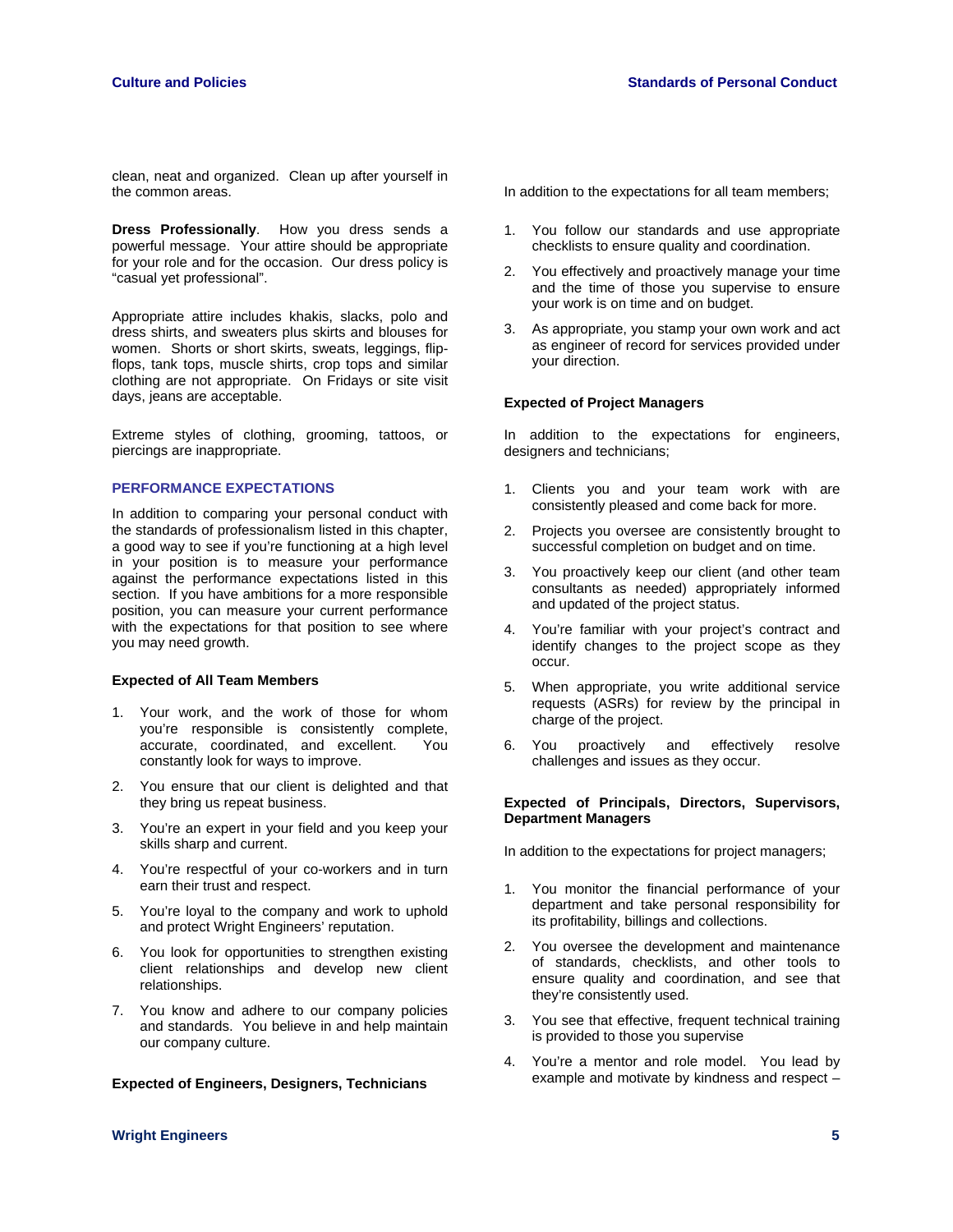clean, neat and organized. Clean up after yourself in the common areas.

**Dress Professionally**. How you dress sends a powerful message. Your attire should be appropriate for your role and for the occasion. Our dress policy is "casual yet professional".

Appropriate attire includes khakis, slacks, polo and dress shirts, and sweaters plus skirts and blouses for women. Shorts or short skirts, sweats, leggings, flip-flops, tank tops, muscle shirts, crop tops and similar clothing are not appropriate. On Fridays or site visit days, jeans are acceptable.

Extreme styles of clothing, grooming, tattoos, or piercings are inappropriate.

## PERFORMANCE EXPECTATIONS

In addition to comparing your personal conduct with the standards of professionalism listed in this chapter, a good way to see if you're functioning at a high level in your position is to measure your performance against the performance expectations listed in this section. If you have ambitions for a more responsible position, you can measure your current performance with the expectations for that position to see where you may need growth.

### Expected of All Team Members

1. Your work, and the work of those for whom you're responsible is consistently complete, accurate, coordinated, and excellent. You constantly look for ways to improve.
2. You ensure that our client is delighted and that they bring us repeat business.
3. You're an expert in your field and you keep your skills sharp and current.
4. You're respectful of your co-workers and in turn earn their trust and respect.
5. You're loyal to the company and work to uphold and protect Wright Engineers' reputation.
6. You look for opportunities to strengthen existing client relationships and develop new client relationships.
7. You know and adhere to our company policies and standards. You believe in and help maintain our company culture.

### Expected of Engineers, Designers, Technicians

In addition to the expectations for all team members;

1. You follow our standards and use appropriate checklists to ensure quality and coordination.
2. You effectively and proactively manage your time and the time of those you supervise to ensure your work is on time and on budget.
3. As appropriate, you stamp your own work and act as engineer of record for services provided under your direction.

### Expected of Project Managers

In addition to the expectations for engineers, designers and technicians;

1. Clients you and your team work with are consistently pleased and come back for more.
2. Projects you oversee are consistently brought to successful completion on budget and on time.
3. You proactively keep our client (and other team consultants as needed) appropriately informed and updated of the project status.
4. You're familiar with your project's contract and identify changes to the project scope as they occur.
5. When appropriate, you write additional service requests (ASRs) for review by the principal in charge of the project.
6. You proactively and effectively resolve challenges and issues as they occur.

### Expected of Principals, Directors, Supervisors, Department Managers

In addition to the expectations for project managers;

1. You monitor the financial performance of your department and take personal responsibility for its profitability, billings and collections.
2. You oversee the development and maintenance of standards, checklists, and other tools to ensure quality and coordination, and see that they're consistently used.
3. You see that effective, frequent technical training is provided to those you supervise
4. You're a mentor and role model. You lead by example and motivate by kindness and respect –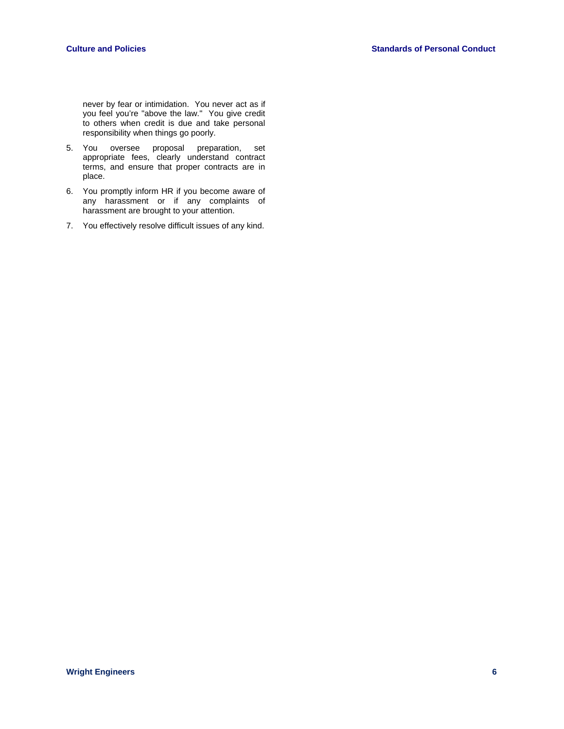never by fear or intimidation. You never act as if you feel you're "above the law." You give credit to others when credit is due and take personal responsibility when things go poorly.

5. You oversee proposal preparation, set appropriate fees, clearly understand contract terms, and ensure that proper contracts are in place.
6. You promptly inform HR if you become aware of any harassment or if any complaints of harassment are brought to your attention.
7. You effectively resolve difficult issues of any kind.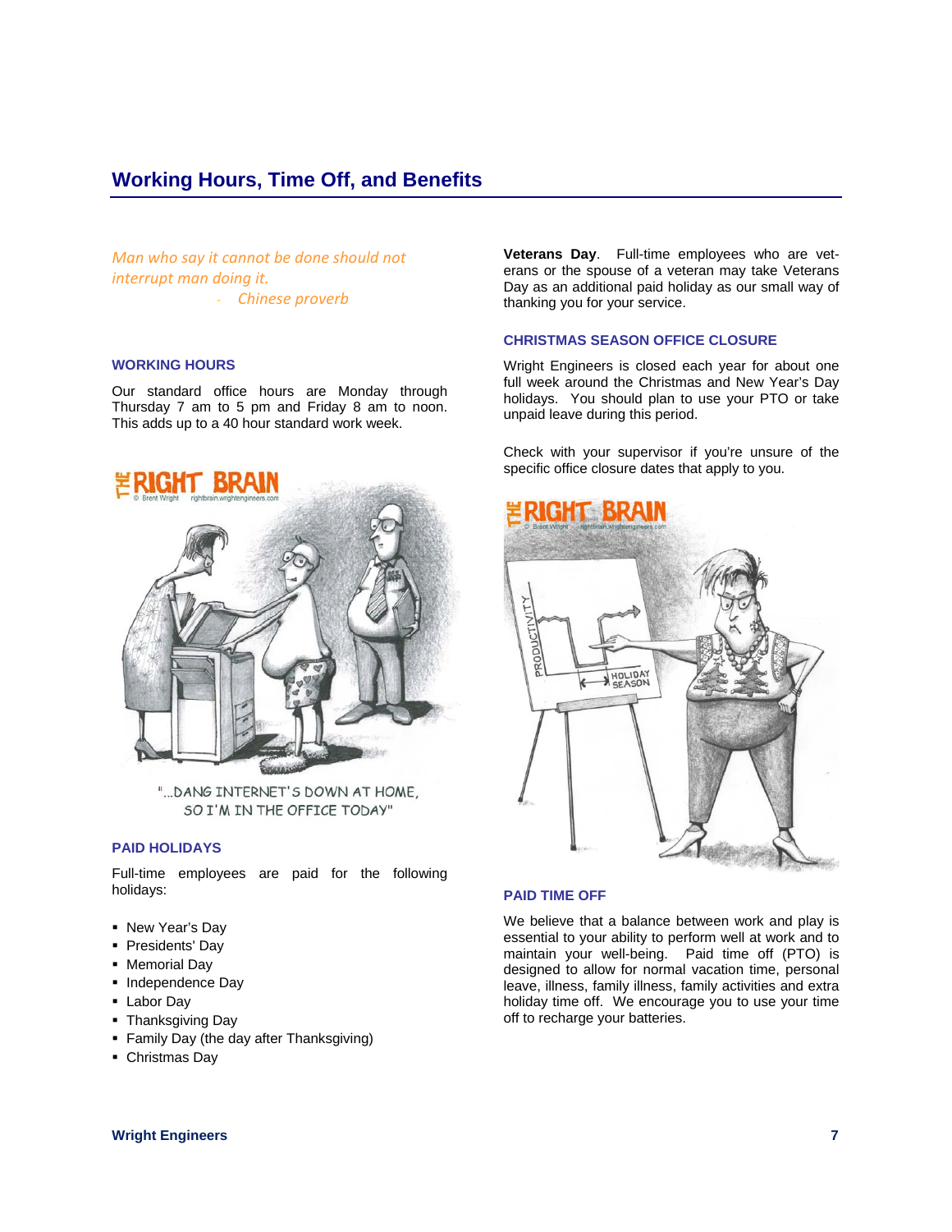## Working Hours, Time Off, and Benefits

*Man who say it cannot be done should not interrupt man doing it.*
*- Chinese proverb*

### WORKING HOURS

Our standard office hours are Monday through Thursday 7 am to 5 pm and Friday 8 am to noon. This adds up to a 40 hour standard work week.

"...DANG INTERNET'S DOWN AT HOME, SO I'M IN THE OFFICE TODAY"

### PAID HOLIDAYS

Full-time employees are paid for the following holidays:

- New Year's Day
- Presidents' Day
- Memorial Day
- Independence Day
- Labor Day
- Thanksgiving Day
- Family Day (the day after Thanksgiving)
- Christmas Day

**Veterans Day**. Full-time employees who are veterans or the spouse of a veteran may take Veterans Day as an additional paid holiday as our small way of thanking you for your service.

### CHRISTMAS SEASON OFFICE CLOSURE

Wright Engineers is closed each year for about one full week around the Christmas and New Year's Day holidays. You should plan to use your PTO or take unpaid leave during this period.

Check with your supervisor if you're unsure of the specific office closure dates that apply to you.

### PAID TIME OFF

We believe that a balance between work and play is essential to your ability to perform well at work and to maintain your well-being. Paid time off (PTO) is designed to allow for normal vacation time, personal leave, illness, family illness, family activities and extra holiday time off. We encourage you to use your time off to recharge your batteries.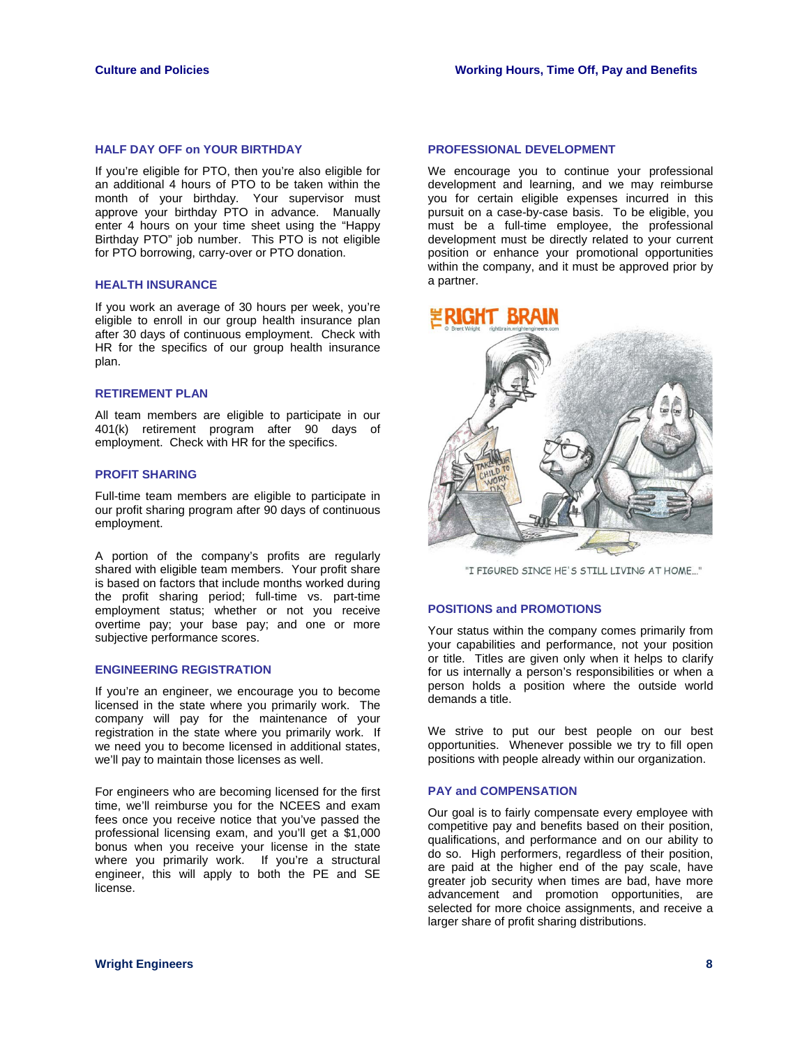### HALF DAY OFF on YOUR BIRTHDAY

If you're eligible for PTO, then you're also eligible for an additional 4 hours of PTO to be taken within the month of your birthday. Your supervisor must approve your birthday PTO in advance. Manually enter 4 hours on your time sheet using the "Happy Birthday PTO" job number. This PTO is not eligible for PTO borrowing, carry-over or PTO donation.

### HEALTH INSURANCE

If you work an average of 30 hours per week, you're eligible to enroll in our group health insurance plan after 30 days of continuous employment. Check with HR for the specifics of our group health insurance plan.

### RETIREMENT PLAN

All team members are eligible to participate in our 401(k) retirement program after 90 days of employment. Check with HR for the specifics.

### PROFIT SHARING

Full-time team members are eligible to participate in our profit sharing program after 90 days of continuous employment.

A portion of the company's profits are regularly shared with eligible team members. Your profit share is based on factors that include months worked during the profit sharing period; full-time vs. part-time employment status; whether or not you receive overtime pay; your base pay; and one or more subjective performance scores.

### ENGINEERING REGISTRATION

If you're an engineer, we encourage you to become licensed in the state where you primarily work. The company will pay for the maintenance of your registration in the state where you primarily work. If we need you to become licensed in additional states, we'll pay to maintain those licenses as well.

For engineers who are becoming licensed for the first time, we'll reimburse you for the NCEES and exam fees once you receive notice that you've passed the professional licensing exam, and you'll get a $1,000 bonus when you receive your license in the state where you primarily work. If you're a structural engineer, this will apply to both the PE and SE license.

### PROFESSIONAL DEVELOPMENT

We encourage you to continue your professional development and learning, and we may reimburse you for certain eligible expenses incurred in this pursuit on a case-by-case basis. To be eligible, you must be a full-time employee, the professional development must be directly related to your current position or enhance your promotional opportunities within the company, and it must be approved prior by a partner.

"I FIGURED SINCE HE'S STILL LIVING AT HOME..."

### POSITIONS and PROMOTIONS

Your status within the company comes primarily from your capabilities and performance, not your position or title. Titles are given only when it helps to clarify for us internally a person's responsibilities or when a person holds a position where the outside world demands a title.

We strive to put our best people on our best opportunities. Whenever possible we try to fill open positions with people already within our organization.

### PAY and COMPENSATION

Our goal is to fairly compensate every employee with competitive pay and benefits based on their position, qualifications, and performance and on our ability to do so. High performers, regardless of their position, are paid at the higher end of the pay scale, have greater job security when times are bad, have more advancement and promotion opportunities, are selected for more choice assignments, and receive a larger share of profit sharing distributions.